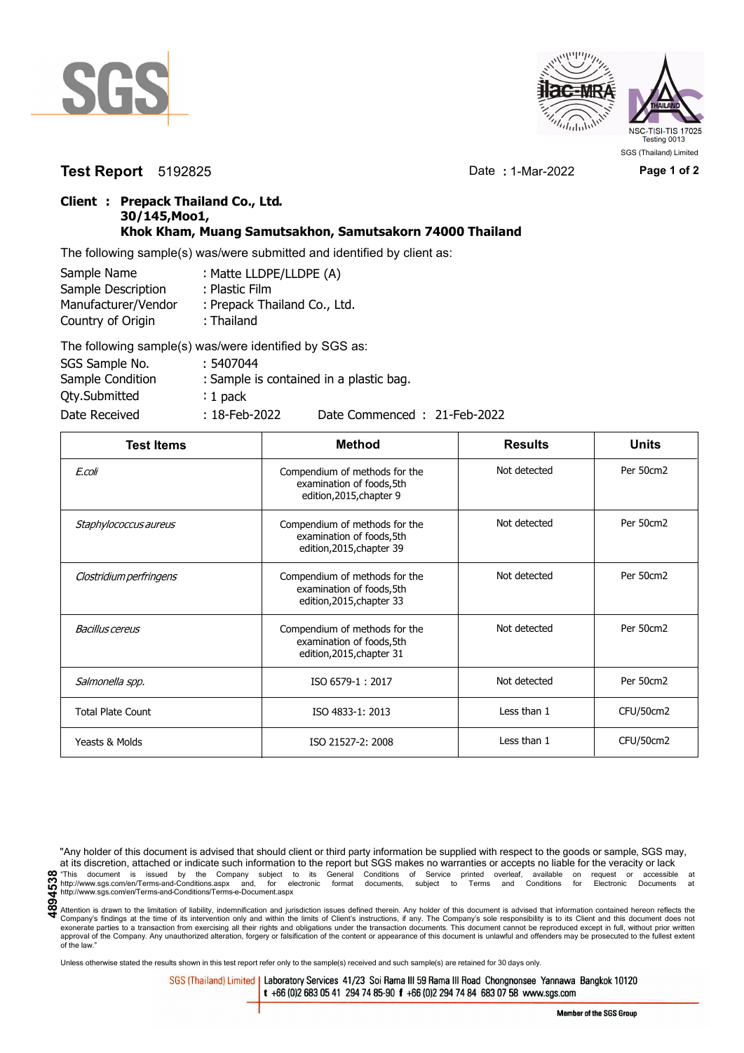SGS

NSC-TISI-TIS 17025
Testing 0013
SGS (Thailand) Limited

**Test Report** 5192825 Date : 1-Mar-2022

**Client : Prepack Thailand Co., Ltd.**
**30/145,Moo1,**
**Khok Kham, Muang Samutsakhon, Samutsakorn 74000 Thailand**

The following sample(s) was/were submitted and identified by client as:

| | |
|---|---|
| Sample Name | : Matte LLDPE/LLDPE (A) |
| Sample Description | : Plastic Film |
| Manufacturer/Vendor | : Prepack Thailand Co., Ltd. |
| Country of Origin | : Thailand |

The following sample(s) was/were identified by SGS as:

| | |
|---|---|
| SGS Sample No. | : 5407044 |
| Sample Condition | : Sample is contained in a plastic bag. |
| Qty.Submitted | : 1 pack |
| Date Received | : 18-Feb-2022 Date Commenced : 21-Feb-2022 |

| Test Items | Method | Results | Units |
|---|---|---|---|
| *E.coli* | Compendium of methods for the examination of foods,5th edition,2015,chapter 9 | Not detected | Per 50cm2 |
| *Staphylococcus aureus* | Compendium of methods for the examination of foods,5th edition,2015,chapter 39 | Not detected | Per 50cm2 |
| *Clostridium perfringens* | Compendium of methods for the examination of foods,5th edition,2015,chapter 33 | Not detected | Per 50cm2 |
| *Bacillus cereus* | Compendium of methods for the examination of foods,5th edition,2015,chapter 31 | Not detected | Per 50cm2 |
| *Salmonella spp.* | ISO 6579-1 : 2017 | Not detected | Per 50cm2 |
| Total Plate Count | ISO 4833-1: 2013 | Less than 1 | CFU/50cm2 |
| Yeasts & Molds | ISO 21527-2: 2008 | Less than 1 | CFU/50cm2 |

"Any holder of this document is advised that should client or third party information be supplied with respect to the goods or sample, SGS may, at its discretion, attached or indicate such information to the report but SGS makes no warranties or accepts no liable for the veracity or lack

"This document is issued by the Company subject to its General Conditions of Service printed overleaf, available on request or accessible at http://www.sgs.com/en/Terms-and-Conditions.aspx and, for electronic format documents, subject to Terms and Conditions for Electronic Documents at http://www.sgs.com/en/Terms-and-Conditions/Terms-e-Document.aspx

Attention is drawn to the limitation of liability, indemnification and jurisdiction issues defined therein. Any holder of this document is advised that information contained hereon reflects the Company's findings at the time of its intervention only and within the limits of Client's instructions, if any. The Company's sole responsibility is to its Client and this document does not exonerate parties to a transaction from exercising all their rights and obligations under the transaction documents. This document cannot be reproduced except in full, without prior written approval of the Company. Any unauthorized alteration, forgery or falsification of the content or appearance of this document is unlawful and offenders may be prosecuted to the fullest extent of the law."

Unless otherwise stated the results shown in this test report refer only to the sample(s) received and such sample(s) are retained for 30 days only.

4894538

SGS (Thailand) Limited | Laboratory Services 41/23 Soi Rama III 59 Rama III Road Chongnonsee Yannawa Bangkok 10120
t +66 (0)2 683 05 41 294 74 85-90 f +66 (0)2 294 74 84 683 07 58 www.sgs.com

Member of the SGS Group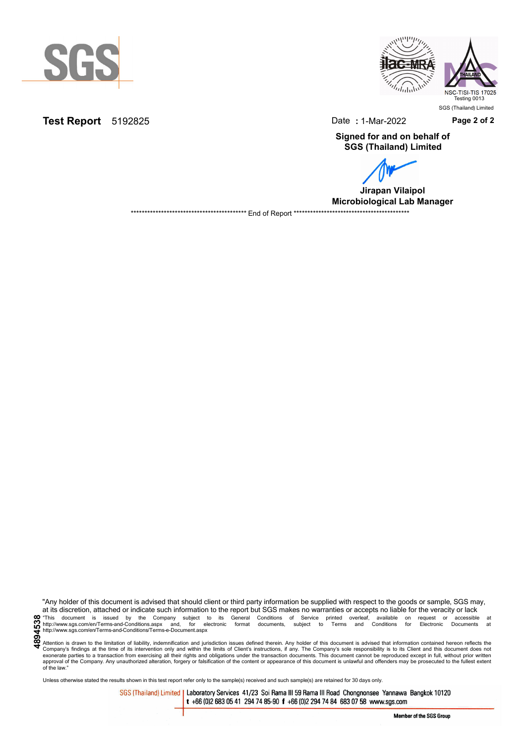**Test Report** 5192825

Date : 1-Mar-2022

**Signed for and on behalf of SGS (Thailand) Limited**

**Jirapan Vilaipol**
**Microbiological Lab Manager**

******************************************** End of Report ********************************************

"Any holder of this document is advised that should client or third party information be supplied with respect to the goods or sample, SGS may, at its discretion, attached or indicate such information to the report but SGS makes no warranties or accepts no liable for the veracity or lack

"This document is issued by the Company subject to its General Conditions of Service printed overleaf, available on request or accessible at http://www.sgs.com/en/Terms-and-Conditions.aspx and, for electronic format documents, subject to Terms and Conditions for Electronic Documents at http://www.sgs.com/en/Terms-and-Conditions/Terms-e-Document.aspx

Attention is drawn to the limitation of liability, indemnification and jurisdiction issues defined therein. Any holder of this document is advised that information contained hereon reflects the Company's findings at the time of its intervention only and within the limits of Client's instructions, if any. The Company's sole responsibility is to its Client and this document does not exonerate parties to a transaction from exercising all their rights and obligations under the transaction documents. This document cannot be reproduced except in full, without prior written approval of the Company. Any unauthorized alteration, forgery or falsification of the content or appearance of this document is unlawful and offenders may be prosecuted to the fullest extent of the law."

Unless otherwise stated the results shown in this test report refer only to the sample(s) received and such sample(s) are retained for 30 days only.

4894538

SGS (Thailand) Limited | Laboratory Services 41/23 Soi Rama III 59 Rama III Road Chongnonsee Yannawa Bangkok 10120
t +66 (0)2 683 05 41 294 74 85-90 f +66 (0)2 294 74 84 683 07 58 www.sgs.com

Member of the SGS Group